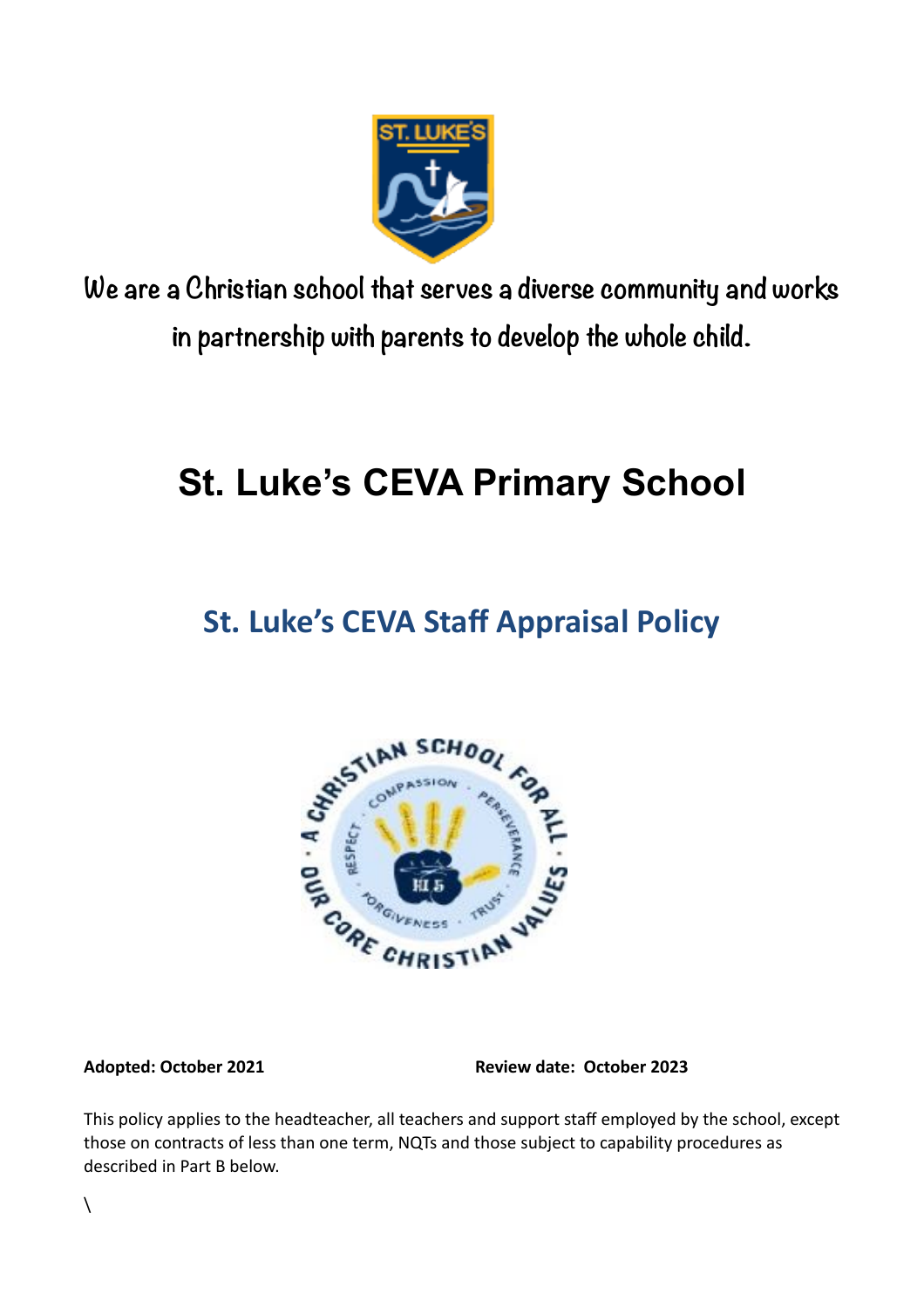We are a Christian school that serves a diverse community and works in partnership with parents to develop the whole child.

# St. Luke's CEVA Primary School

## St. Luke's CEVA Staff Appraisal Policy

**Adopted: October 2021** **Review date: October 2023**

This policy applies to the headteacher, all teachers and support staff employed by the school, except those on contracts of less than one term, NQTs and those subject to capability procedures as described in Part B below.

\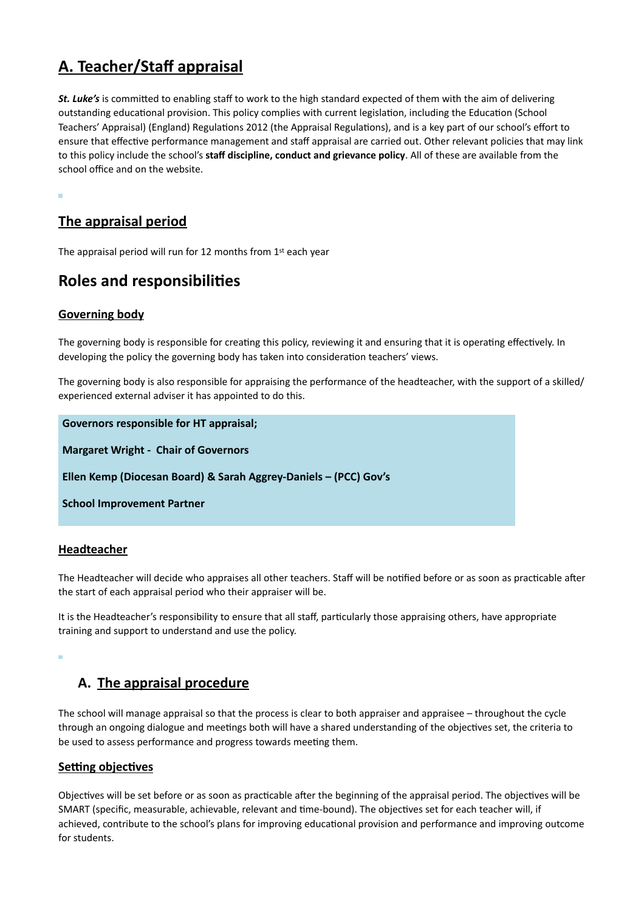## A. Teacher/Staff appraisal

***St. Luke's*** is committed to enabling staff to work to the high standard expected of them with the aim of delivering outstanding educational provision. This policy complies with current legislation, including the Education (School Teachers' Appraisal) (England) Regulations 2012 (the Appraisal Regulations), and is a key part of our school's effort to ensure that effective performance management and staff appraisal are carried out. Other relevant policies that may link to this policy include the school's **staff discipline, conduct and grievance policy**. All of these are available from the school office and on the website.

### The appraisal period

The appraisal period will run for 12 months from 1st each year

## Roles and responsibilities

### Governing body

The governing body is responsible for creating this policy, reviewing it and ensuring that it is operating effectively. In developing the policy the governing body has taken into consideration teachers' views.

The governing body is also responsible for appraising the performance of the headteacher, with the support of a skilled/ experienced external adviser it has appointed to do this.

**Governors responsible for HT appraisal;**

**Margaret Wright - Chair of Governors**

**Ellen Kemp (Diocesan Board) & Sarah Aggrey-Daniels – (PCC) Gov's**

**School Improvement Partner**

### Headteacher

The Headteacher will decide who appraises all other teachers. Staff will be notified before or as soon as practicable after the start of each appraisal period who their appraiser will be.

It is the Headteacher's responsibility to ensure that all staff, particularly those appraising others, have appropriate training and support to understand and use the policy.

## A. The appraisal procedure

The school will manage appraisal so that the process is clear to both appraiser and appraisee – throughout the cycle through an ongoing dialogue and meetings both will have a shared understanding of the objectives set, the criteria to be used to assess performance and progress towards meeting them.

### Setting objectives

Objectives will be set before or as soon as practicable after the beginning of the appraisal period. The objectives will be SMART (specific, measurable, achievable, relevant and time-bound). The objectives set for each teacher will, if achieved, contribute to the school's plans for improving educational provision and performance and improving outcome for students.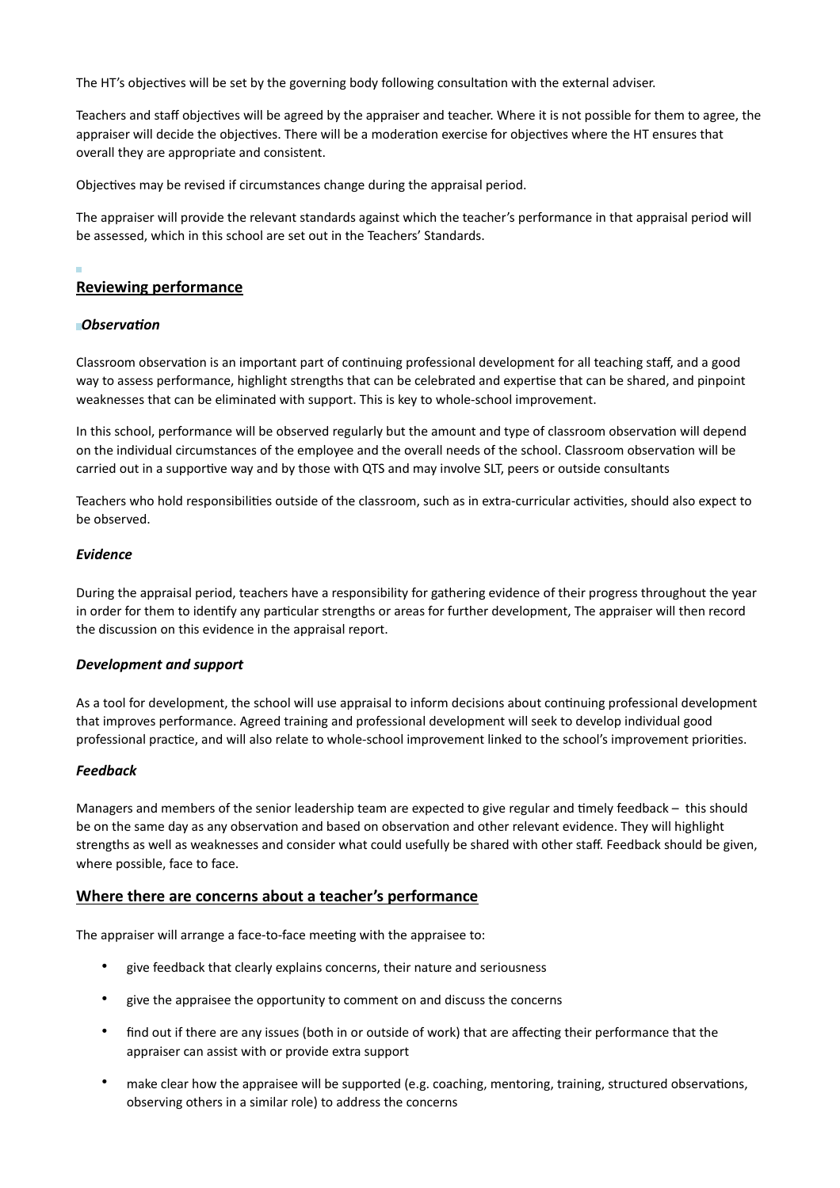The HT's objectives will be set by the governing body following consultation with the external adviser.

Teachers and staff objectives will be agreed by the appraiser and teacher. Where it is not possible for them to agree, the appraiser will decide the objectives. There will be a moderation exercise for objectives where the HT ensures that overall they are appropriate and consistent.

Objectives may be revised if circumstances change during the appraisal period.

The appraiser will provide the relevant standards against which the teacher's performance in that appraisal period will be assessed, which in this school are set out in the Teachers' Standards.

## Reviewing performance

### *Observation*

Classroom observation is an important part of continuing professional development for all teaching staff, and a good way to assess performance, highlight strengths that can be celebrated and expertise that can be shared, and pinpoint weaknesses that can be eliminated with support. This is key to whole-school improvement.

In this school, performance will be observed regularly but the amount and type of classroom observation will depend on the individual circumstances of the employee and the overall needs of the school. Classroom observation will be carried out in a supportive way and by those with QTS and may involve SLT, peers or outside consultants

Teachers who hold responsibilities outside of the classroom, such as in extra-curricular activities, should also expect to be observed.

### *Evidence*

During the appraisal period, teachers have a responsibility for gathering evidence of their progress throughout the year in order for them to identify any particular strengths or areas for further development, The appraiser will then record the discussion on this evidence in the appraisal report.

### *Development and support*

As a tool for development, the school will use appraisal to inform decisions about continuing professional development that improves performance. Agreed training and professional development will seek to develop individual good professional practice, and will also relate to whole-school improvement linked to the school's improvement priorities.

### *Feedback*

Managers and members of the senior leadership team are expected to give regular and timely feedback – this should be on the same day as any observation and based on observation and other relevant evidence. They will highlight strengths as well as weaknesses and consider what could usefully be shared with other staff. Feedback should be given, where possible, face to face.

## Where there are concerns about a teacher's performance

The appraiser will arrange a face-to-face meeting with the appraisee to:

- give feedback that clearly explains concerns, their nature and seriousness
- give the appraisee the opportunity to comment on and discuss the concerns
- find out if there are any issues (both in or outside of work) that are affecting their performance that the appraiser can assist with or provide extra support
- make clear how the appraisee will be supported (e.g. coaching, mentoring, training, structured observations, observing others in a similar role) to address the concerns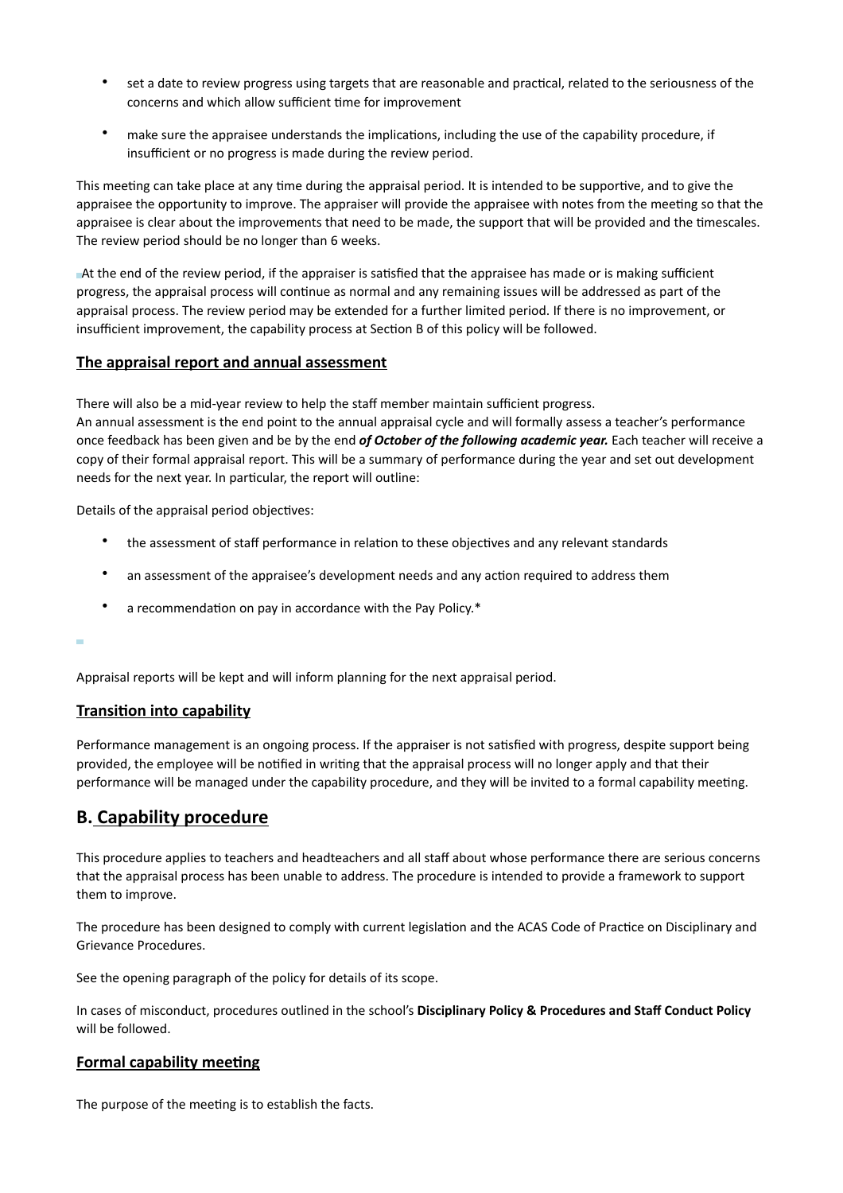- set a date to review progress using targets that are reasonable and practical, related to the seriousness of the concerns and which allow sufficient time for improvement
- make sure the appraisee understands the implications, including the use of the capability procedure, if insufficient or no progress is made during the review period.

This meeting can take place at any time during the appraisal period. It is intended to be supportive, and to give the appraisee the opportunity to improve. The appraiser will provide the appraisee with notes from the meeting so that the appraisee is clear about the improvements that need to be made, the support that will be provided and the timescales. The review period should be no longer than 6 weeks.

At the end of the review period, if the appraiser is satisfied that the appraisee has made or is making sufficient progress, the appraisal process will continue as normal and any remaining issues will be addressed as part of the appraisal process. The review period may be extended for a further limited period. If there is no improvement, or insufficient improvement, the capability process at Section B of this policy will be followed.

### **The appraisal report and annual assessment**

There will also be a mid-year review to help the staff member maintain sufficient progress.
An annual assessment is the end point to the annual appraisal cycle and will formally assess a teacher's performance once feedback has been given and be by the end ***of October of the following academic year.*** Each teacher will receive a copy of their formal appraisal report. This will be a summary of performance during the year and set out development needs for the next year. In particular, the report will outline:

Details of the appraisal period objectives:

- the assessment of staff performance in relation to these objectives and any relevant standards
- an assessment of the appraisee's development needs and any action required to address them
- a recommendation on pay in accordance with the Pay Policy.*

Appraisal reports will be kept and will inform planning for the next appraisal period.

### **Transition into capability**

Performance management is an ongoing process. If the appraiser is not satisfied with progress, despite support being provided, the employee will be notified in writing that the appraisal process will no longer apply and that their performance will be managed under the capability procedure, and they will be invited to a formal capability meeting.

## **B. Capability procedure**

This procedure applies to teachers and headteachers and all staff about whose performance there are serious concerns that the appraisal process has been unable to address. The procedure is intended to provide a framework to support them to improve.

The procedure has been designed to comply with current legislation and the ACAS Code of Practice on Disciplinary and Grievance Procedures.

See the opening paragraph of the policy for details of its scope.

In cases of misconduct, procedures outlined in the school's **Disciplinary Policy & Procedures and Staff Conduct Policy** will be followed.

### **Formal capability meeting**

The purpose of the meeting is to establish the facts.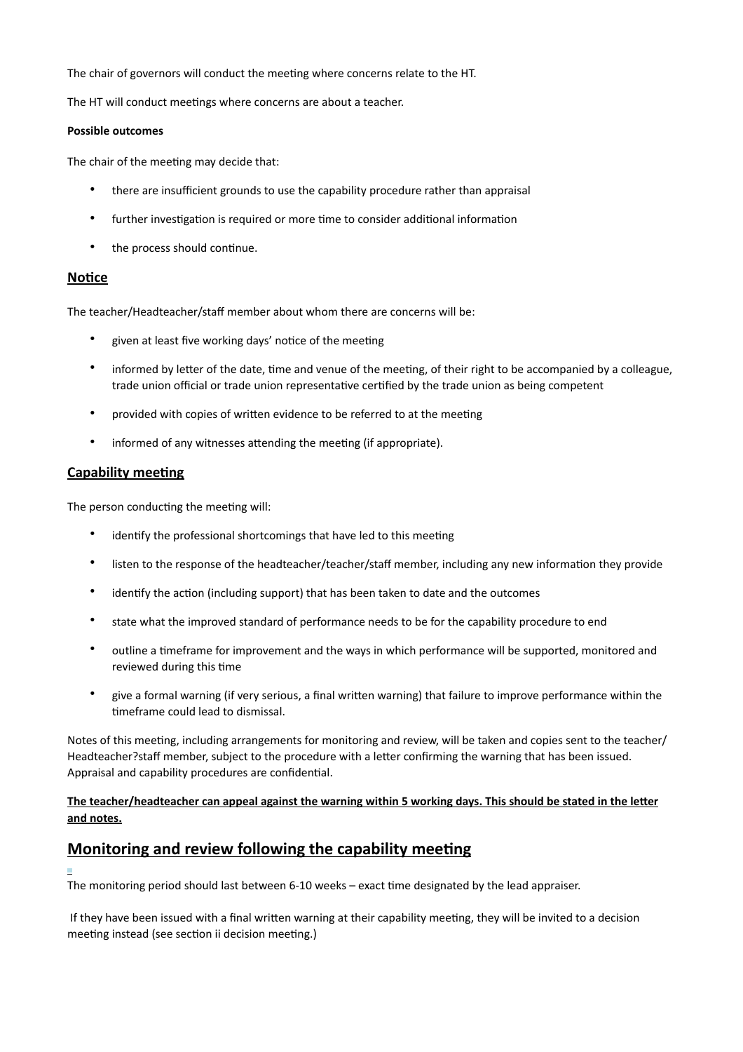The chair of governors will conduct the meeting where concerns relate to the HT.

The HT will conduct meetings where concerns are about a teacher.

**Possible outcomes**

The chair of the meeting may decide that:

- there are insufficient grounds to use the capability procedure rather than appraisal
- further investigation is required or more time to consider additional information
- the process should continue.

## Notice

The teacher/Headteacher/staff member about whom there are concerns will be:

- given at least five working days' notice of the meeting
- informed by letter of the date, time and venue of the meeting, of their right to be accompanied by a colleague, trade union official or trade union representative certified by the trade union as being competent
- provided with copies of written evidence to be referred to at the meeting
- informed of any witnesses attending the meeting (if appropriate).

## Capability meeting

The person conducting the meeting will:

- identify the professional shortcomings that have led to this meeting
- listen to the response of the headteacher/teacher/staff member, including any new information they provide
- identify the action (including support) that has been taken to date and the outcomes
- state what the improved standard of performance needs to be for the capability procedure to end
- outline a timeframe for improvement and the ways in which performance will be supported, monitored and reviewed during this time
- give a formal warning (if very serious, a final written warning) that failure to improve performance within the timeframe could lead to dismissal.

Notes of this meeting, including arrangements for monitoring and review, will be taken and copies sent to the teacher/ Headteacher?staff member, subject to the procedure with a letter confirming the warning that has been issued. Appraisal and capability procedures are confidential.

**The teacher/headteacher can appeal against the warning within 5 working days. This should be stated in the letter and notes.**

# Monitoring and review following the capability meeting

The monitoring period should last between 6-10 weeks – exact time designated by the lead appraiser.

If they have been issued with a final written warning at their capability meeting, they will be invited to a decision meeting instead (see section ii decision meeting.)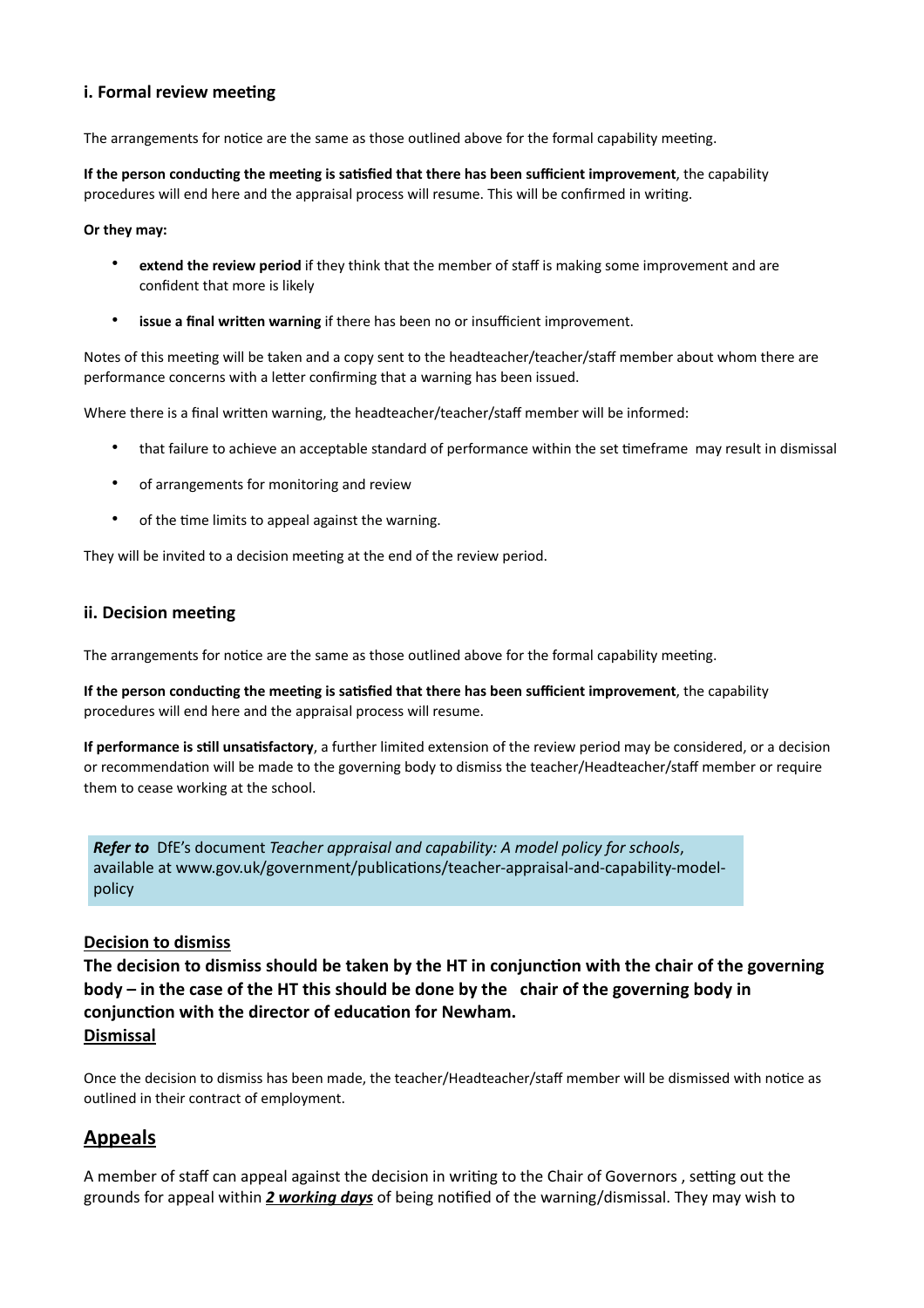### i. Formal review meeting

The arrangements for notice are the same as those outlined above for the formal capability meeting.

**If the person conducting the meeting is satisfied that there has been sufficient improvement**, the capability procedures will end here and the appraisal process will resume. This will be confirmed in writing.

**Or they may:**

- **extend the review period** if they think that the member of staff is making some improvement and are confident that more is likely
- **issue a final written warning** if there has been no or insufficient improvement.

Notes of this meeting will be taken and a copy sent to the headteacher/teacher/staff member about whom there are performance concerns with a letter confirming that a warning has been issued.

Where there is a final written warning, the headteacher/teacher/staff member will be informed:

- that failure to achieve an acceptable standard of performance within the set timeframe may result in dismissal
- of arrangements for monitoring and review
- of the time limits to appeal against the warning.

They will be invited to a decision meeting at the end of the review period.

### ii. Decision meeting

The arrangements for notice are the same as those outlined above for the formal capability meeting.

**If the person conducting the meeting is satisfied that there has been sufficient improvement**, the capability procedures will end here and the appraisal process will resume.

**If performance is still unsatisfactory**, a further limited extension of the review period may be considered, or a decision or recommendation will be made to the governing body to dismiss the teacher/Headteacher/staff member or require them to cease working at the school.

> ***Refer to*** DfE's document *Teacher appraisal and capability: A model policy for schools*, available at www.gov.uk/government/publications/teacher-appraisal-and-capability-model-policy

**Decision to dismiss**

**The decision to dismiss should be taken by the HT in conjunction with the chair of the governing body – in the case of the HT this should be done by the chair of the governing body in conjunction with the director of education for Newham.**

**Dismissal**

Once the decision to dismiss has been made, the teacher/Headteacher/staff member will be dismissed with notice as outlined in their contract of employment.

## Appeals

A member of staff can appeal against the decision in writing to the Chair of Governors , setting out the grounds for appeal within ***2 working days*** of being notified of the warning/dismissal. They may wish to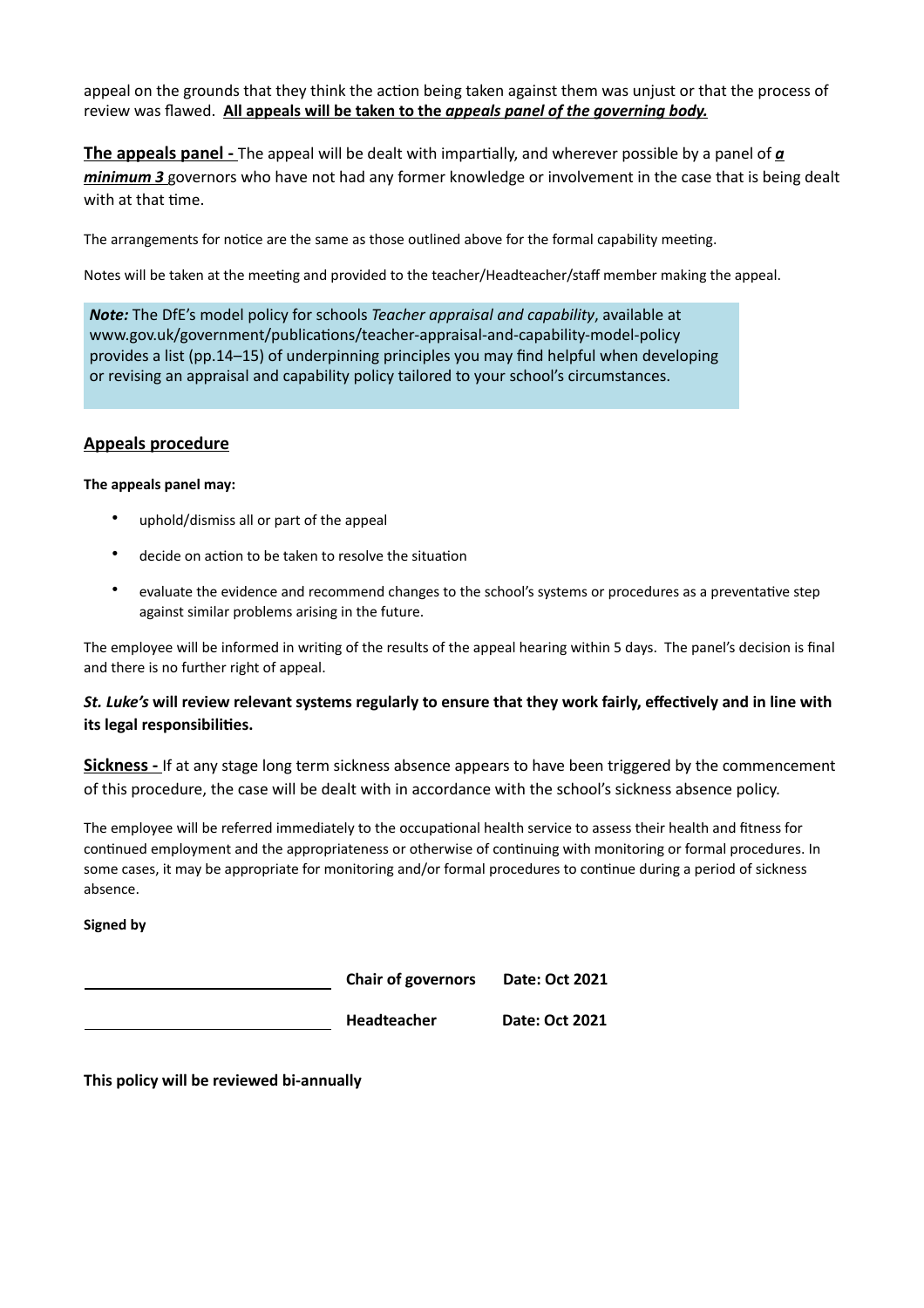appeal on the grounds that they think the action being taken against them was unjust or that the process of review was flawed. **All appeals will be taken to the *appeals panel of the governing body.***

**The appeals panel -** The appeal will be dealt with impartially, and wherever possible by a panel of ***a minimum 3*** governors who have not had any former knowledge or involvement in the case that is being dealt with at that time.

The arrangements for notice are the same as those outlined above for the formal capability meeting.

Notes will be taken at the meeting and provided to the teacher/Headteacher/staff member making the appeal.

> ***Note:*** The DfE's model policy for schools *Teacher appraisal and capability*, available at www.gov.uk/government/publications/teacher-appraisal-and-capability-model-policy provides a list (pp.14–15) of underpinning principles you may find helpful when developing or revising an appraisal and capability policy tailored to your school's circumstances.

## Appeals procedure

**The appeals panel may:**

- uphold/dismiss all or part of the appeal
- decide on action to be taken to resolve the situation
- evaluate the evidence and recommend changes to the school's systems or procedures as a preventative step against similar problems arising in the future.

The employee will be informed in writing of the results of the appeal hearing within 5 days. The panel's decision is final and there is no further right of appeal.

***St. Luke's* will review relevant systems regularly to ensure that they work fairly, effectively and in line with its legal responsibilities.**

**Sickness -** If at any stage long term sickness absence appears to have been triggered by the commencement of this procedure, the case will be dealt with in accordance with the school's sickness absence policy.

The employee will be referred immediately to the occupational health service to assess their health and fitness for continued employment and the appropriateness or otherwise of continuing with monitoring or formal procedures. In some cases, it may be appropriate for monitoring and/or formal procedures to continue during a period of sickness absence.

**Signed by**

| | | |
|---|---|---|
| ______________________ | **Chair of governors** | **Date: Oct 2021** |
| ______________________ | **Headteacher** | **Date: Oct 2021** |

**This policy will be reviewed bi-annually**